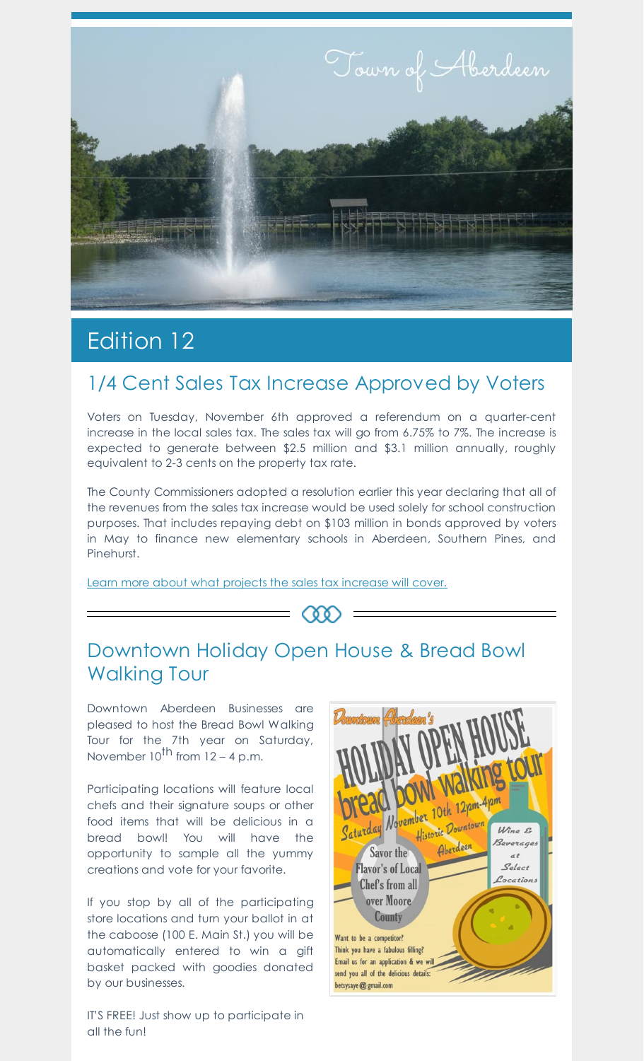Town of Aberdeen

# Edition 12

## 1/4 Cent Sales Tax Increase Approved by Voters

Voters on Tuesday, November 6th approved a referendum on a quarter-cent increase in the local sales tax. The sales tax will go from 6.75% to 7%. The increase is expected to generate between $2.5 million and $3.1 million annually, roughly equivalent to 2-3 cents on the property tax rate.

The County Commissioners adopted a resolution earlier this year declaring that all of the revenues from the sales tax increase would be used solely for school construction purposes. That includes repaying debt on $103 million in bonds approved by voters in May to finance new elementary schools in Aberdeen, Southern Pines, and Pinehurst.

Learn more about what projects the sales tax increase will cover.

## Downtown Holiday Open House & Bread Bowl Walking Tour

Downtown Aberdeen Businesses are pleased to host the Bread Bowl Walking Tour for the 7th year on Saturday, November 10th from 12 – 4 p.m.

Participating locations will feature local chefs and their signature soups or other food items that will be delicious in a bread bowl! You will have the opportunity to sample all the yummy creations and vote for your favorite.

If you stop by all of the participating store locations and turn your ballot in at the caboose (100 E. Main St.) you will be automatically entered to win a gift basket packed with goodies donated by our businesses.

IT'S FREE! Just show up to participate in all the fun!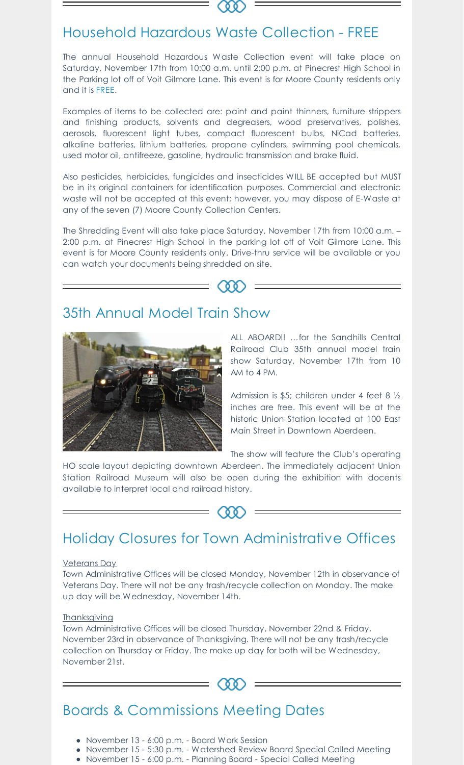## Household Hazardous Waste Collection - FREE

The annual Household Hazardous Waste Collection event will take place on Saturday, November 17th from 10:00 a.m. until 2:00 p.m. at Pinecrest High School in the Parking lot off of Voit Gilmore Lane. This event is for Moore County residents only and it is FREE.

Examples of items to be collected are: paint and paint thinners, furniture strippers and finishing products, solvents and degreasers, wood preservatives, polishes, aerosols, fluorescent light tubes, compact fluorescent bulbs, NiCad batteries, alkaline batteries, lithium batteries, propane cylinders, swimming pool chemicals, used motor oil, antifreeze, gasoline, hydraulic transmission and brake fluid.

Also pesticides, herbicides, fungicides and insecticides WILL BE accepted but MUST be in its original containers for identification purposes. Commercial and electronic waste will not be accepted at this event; however, you may dispose of E-Waste at any of the seven (7) Moore County Collection Centers.

The Shredding Event will also take place Saturday, November 17th from 10:00 a.m. – 2:00 p.m. at Pinecrest High School in the parking lot off of Voit Gilmore Lane. This event is for Moore County residents only. Drive-thru service will be available or you can watch your documents being shredded on site.

## 35th Annual Model Train Show

ALL ABOARD!! …for the Sandhills Central Railroad Club 35th annual model train show Saturday, November 17th from 10 AM to 4 PM.

Admission is $5; children under 4 feet 8 ½ inches are free. This event will be at the historic Union Station located at 100 East Main Street in Downtown Aberdeen.

The show will feature the Club's operating HO scale layout depicting downtown Aberdeen. The immediately adjacent Union Station Railroad Museum will also be open during the exhibition with docents available to interpret local and railroad history.

## Holiday Closures for Town Administrative Offices

Veterans Day

Town Administrative Offices will be closed Monday, November 12th in observance of Veterans Day. There will not be any trash/recycle collection on Monday. The make up day will be Wednesday, November 14th.

Thanksgiving

Town Administrative Offices will be closed Thursday, November 22nd & Friday, November 23rd in observance of Thanksgiving. There will not be any trash/recycle collection on Thursday or Friday. The make up day for both will be Wednesday, November 21st.

## Boards & Commissions Meeting Dates

- November 13 - 6:00 p.m. - Board Work Session
- November 15 - 5:30 p.m. - Watershed Review Board Special Called Meeting
- November 15 - 6:00 p.m. - Planning Board - Special Called Meeting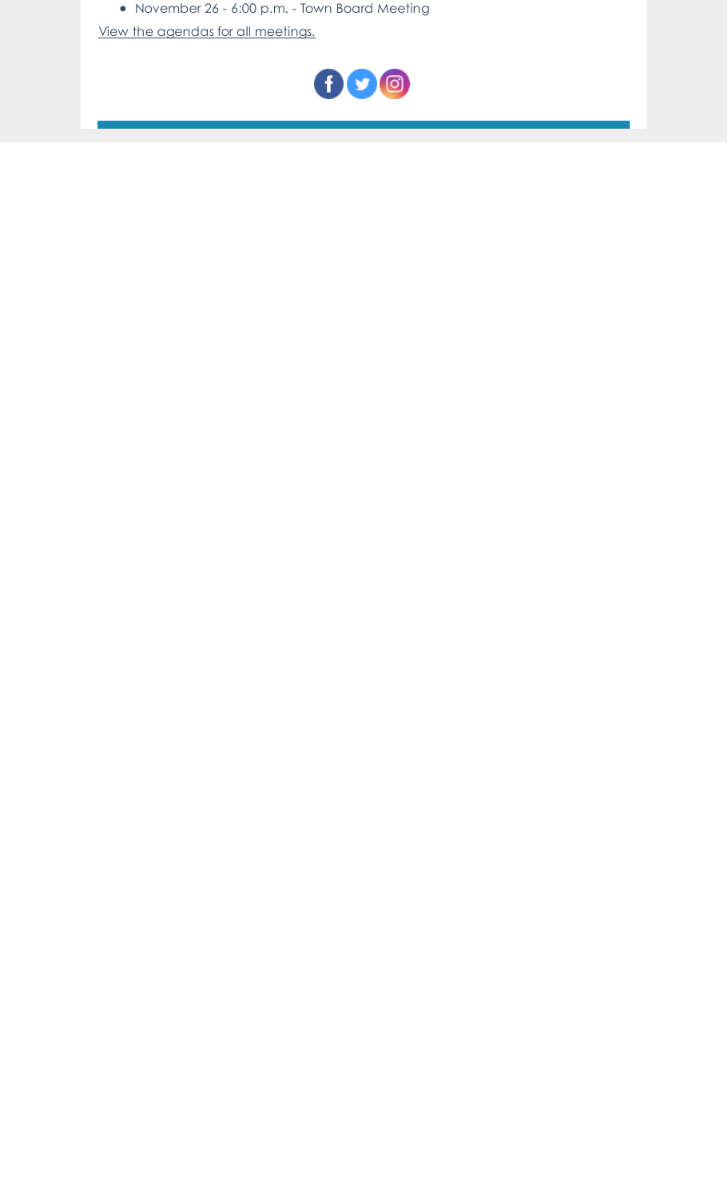- November 26 - 6:00 p.m. - Town Board Meeting

View the agendas for all meetings.